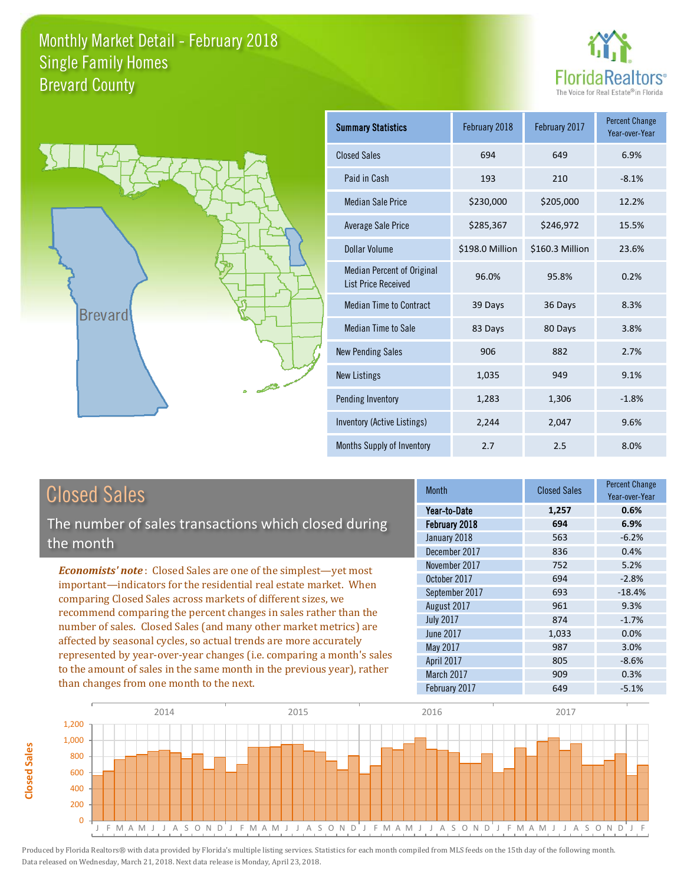# Monthly Market Detail - February 2018
## Single Family Homes
## Brevard County

FloridaRealtors® The Voice for Real Estate® in Florida

Brevard

| Summary Statistics | February 2018 | February 2017 | Percent Change Year-over-Year |
|---|---|---|---|
| Closed Sales | 694 | 649 | 6.9% |
| Paid in Cash | 193 | 210 | -8.1% |
| Median Sale Price | $230,000 | $205,000 | 12.2% |
| Average Sale Price | $285,367 | $246,972 | 15.5% |
| Dollar Volume | $198.0 Million | $160.3 Million | 23.6% |
| Median Percent of Original List Price Received | 96.0% | 95.8% | 0.2% |
| Median Time to Contract | 39 Days | 36 Days | 8.3% |
| Median Time to Sale | 83 Days | 80 Days | 3.8% |
| New Pending Sales | 906 | 882 | 2.7% |
| New Listings | 1,035 | 949 | 9.1% |
| Pending Inventory | 1,283 | 1,306 | -1.8% |
| Inventory (Active Listings) | 2,244 | 2,047 | 9.6% |
| Months Supply of Inventory | 2.7 | 2.5 | 8.0% |

## Closed Sales

The number of sales transactions which closed during the month

***Economists' note***: Closed Sales are one of the simplest—yet most important—indicators for the residential real estate market. When comparing Closed Sales across markets of different sizes, we recommend comparing the percent changes in sales rather than the number of sales. Closed Sales (and many other market metrics) are affected by seasonal cycles, so actual trends are more accurately represented by year-over-year changes (i.e. comparing a month's sales to the amount of sales in the same month in the previous year), rather than changes from one month to the next.

| Month | Closed Sales | Percent Change Year-over-Year |
|---|---|---|
| **Year-to-Date** | **1,257** | **0.6%** |
| **February 2018** | **694** | **6.9%** |
| January 2018 | 563 | -6.2% |
| December 2017 | 836 | 0.4% |
| November 2017 | 752 | 5.2% |
| October 2017 | 694 | -2.8% |
| September 2017 | 693 | -18.4% |
| August 2017 | 961 | 9.3% |
| July 2017 | 874 | -1.7% |
| June 2017 | 1,033 | 0.0% |
| May 2017 | 987 | 3.0% |
| April 2017 | 805 | -8.6% |
| March 2017 | 909 | 0.3% |
| February 2017 | 649 | -5.1% |

Produced by Florida Realtors® with data provided by Florida's multiple listing services. Statistics for each month compiled from MLS feeds on the 15th day of the following month. Data released on Wednesday, March 21, 2018. Next data release is Monday, April 23, 2018.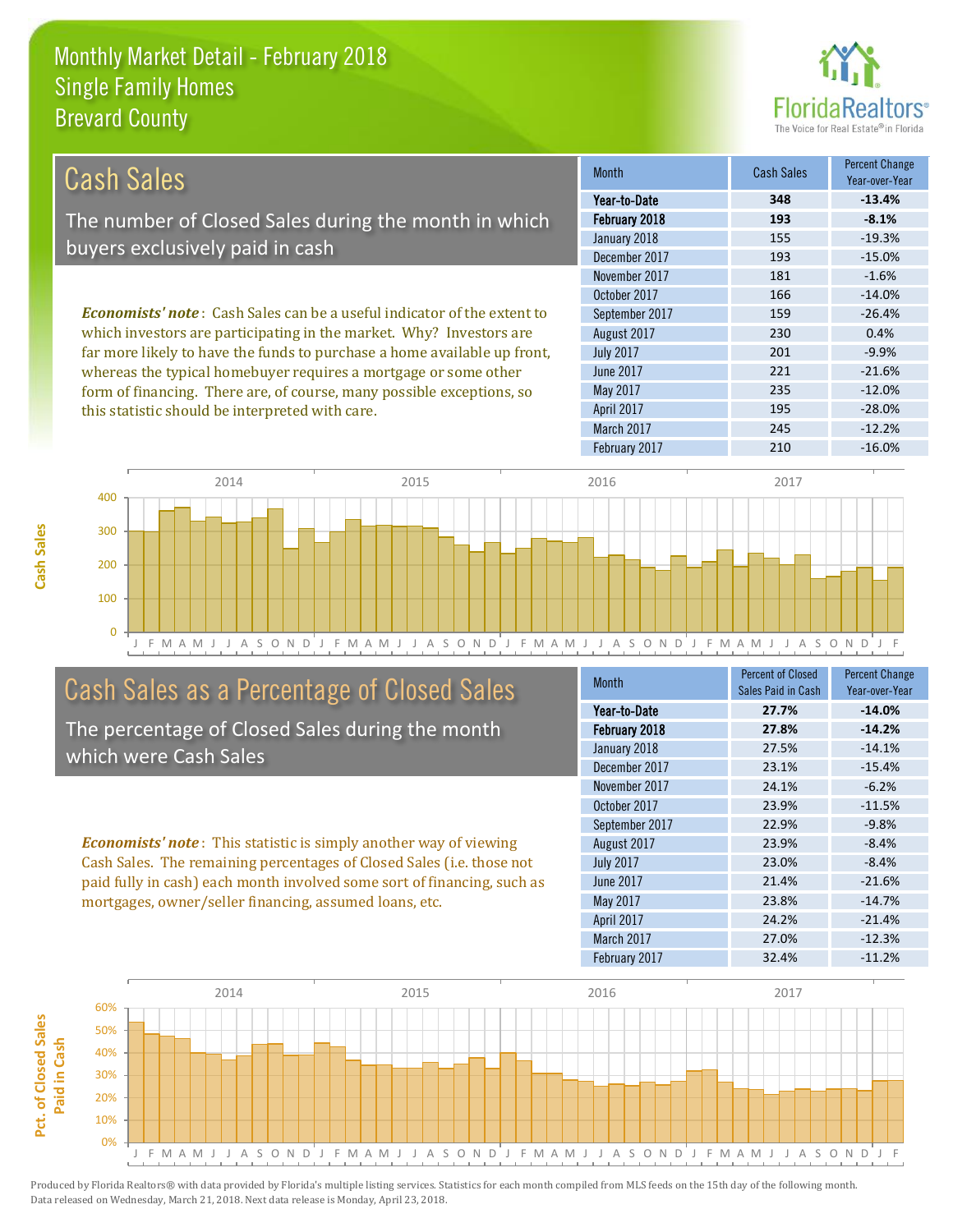# Monthly Market Detail - February 2018
## Single Family Homes
## Brevard County

## Cash Sales

The number of Closed Sales during the month in which buyers exclusively paid in cash

*Economists' note*: Cash Sales can be a useful indicator of the extent to which investors are participating in the market. Why? Investors are far more likely to have the funds to purchase a home available up front, whereas the typical homebuyer requires a mortgage or some other form of financing. There are, of course, many possible exceptions, so this statistic should be interpreted with care.

| Month | Cash Sales | Percent Change Year-over-Year |
|---|---|---|
| **Year-to-Date** | **348** | **-13.4%** |
| **February 2018** | **193** | **-8.1%** |
| January 2018 | 155 | -19.3% |
| December 2017 | 193 | -15.0% |
| November 2017 | 181 | -1.6% |
| October 2017 | 166 | -14.0% |
| September 2017 | 159 | -26.4% |
| August 2017 | 230 | 0.4% |
| July 2017 | 201 | -9.9% |
| June 2017 | 221 | -21.6% |
| May 2017 | 235 | -12.0% |
| April 2017 | 195 | -28.0% |
| March 2017 | 245 | -12.2% |
| February 2017 | 210 | -16.0% |

## Cash Sales as a Percentage of Closed Sales

The percentage of Closed Sales during the month which were Cash Sales

*Economists' note*: This statistic is simply another way of viewing Cash Sales. The remaining percentages of Closed Sales (i.e. those not paid fully in cash) each month involved some sort of financing, such as mortgages, owner/seller financing, assumed loans, etc.

| Month | Percent of Closed Sales Paid in Cash | Percent Change Year-over-Year |
|---|---|---|
| **Year-to-Date** | **27.7%** | **-14.0%** |
| **February 2018** | **27.8%** | **-14.2%** |
| January 2018 | 27.5% | -14.1% |
| December 2017 | 23.1% | -15.4% |
| November 2017 | 24.1% | -6.2% |
| October 2017 | 23.9% | -11.5% |
| September 2017 | 22.9% | -9.8% |
| August 2017 | 23.9% | -8.4% |
| July 2017 | 23.0% | -8.4% |
| June 2017 | 21.4% | -21.6% |
| May 2017 | 23.8% | -14.7% |
| April 2017 | 24.2% | -21.4% |
| March 2017 | 27.0% | -12.3% |
| February 2017 | 32.4% | -11.2% |

Produced by Florida Realtors® with data provided by Florida's multiple listing services. Statistics for each month compiled from MLS feeds on the 15th day of the following month. Data released on Wednesday, March 21, 2018. Next data release is Monday, April 23, 2018.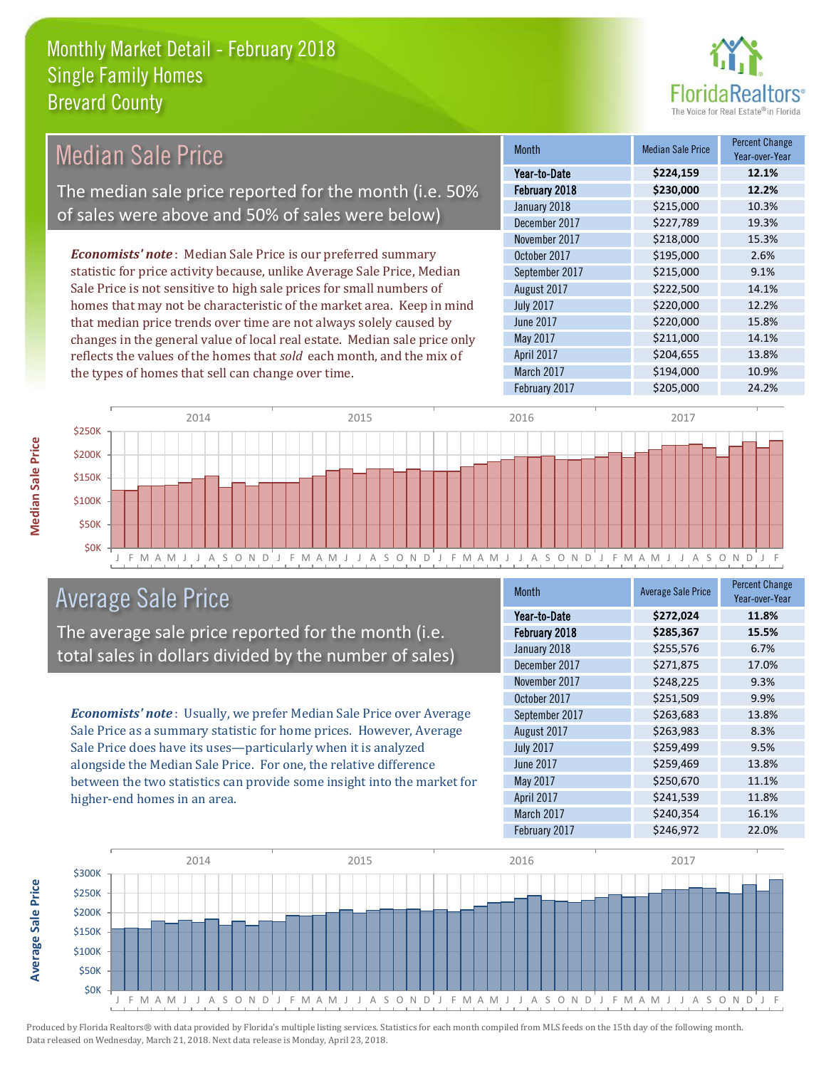# Monthly Market Detail - February 2018
## Single Family Homes
## Brevard County

## Median Sale Price

The median sale price reported for the month (i.e. 50% of sales were above and 50% of sales were below)

***Economists' note***: Median Sale Price is our preferred summary statistic for price activity because, unlike Average Sale Price, Median Sale Price is not sensitive to high sale prices for small numbers of homes that may not be characteristic of the market area. Keep in mind that median price trends over time are not always solely caused by changes in the general value of local real estate. Median sale price only reflects the values of the homes that *sold* each month, and the mix of the types of homes that sell can change over time.

| Month | Median Sale Price | Percent Change Year-over-Year |
|---|---|---|
| **Year-to-Date** | **$224,159** | **12.1%** |
| **February 2018** | **$230,000** | **12.2%** |
| January 2018 | $215,000 | 10.3% |
| December 2017 | $227,789 | 19.3% |
| November 2017 | $218,000 | 15.3% |
| October 2017 | $195,000 | 2.6% |
| September 2017 | $215,000 | 9.1% |
| August 2017 | $222,500 | 14.1% |
| July 2017 | $220,000 | 12.2% |
| June 2017 | $220,000 | 15.8% |
| May 2017 | $211,000 | 14.1% |
| April 2017 | $204,655 | 13.8% |
| March 2017 | $194,000 | 10.9% |
| February 2017 | $205,000 | 24.2% |

## Average Sale Price

The average sale price reported for the month (i.e. total sales in dollars divided by the number of sales)

***Economists' note***: Usually, we prefer Median Sale Price over Average Sale Price as a summary statistic for home prices. However, Average Sale Price does have its uses—particularly when it is analyzed alongside the Median Sale Price. For one, the relative difference between the two statistics can provide some insight into the market for higher-end homes in an area.

| Month | Average Sale Price | Percent Change Year-over-Year |
|---|---|---|
| **Year-to-Date** | **$272,024** | **11.8%** |
| **February 2018** | **$285,367** | **15.5%** |
| January 2018 | $255,576 | 6.7% |
| December 2017 | $271,875 | 17.0% |
| November 2017 | $248,225 | 9.3% |
| October 2017 | $251,509 | 9.9% |
| September 2017 | $263,683 | 13.8% |
| August 2017 | $263,983 | 8.3% |
| July 2017 | $259,499 | 9.5% |
| June 2017 | $259,469 | 13.8% |
| May 2017 | $250,670 | 11.1% |
| April 2017 | $241,539 | 11.8% |
| March 2017 | $240,354 | 16.1% |
| February 2017 | $246,972 | 22.0% |

Produced by Florida Realtors® with data provided by Florida's multiple listing services. Statistics for each month compiled from MLS feeds on the 15th day of the following month. Data released on Wednesday, March 21, 2018. Next data release is Monday, April 23, 2018.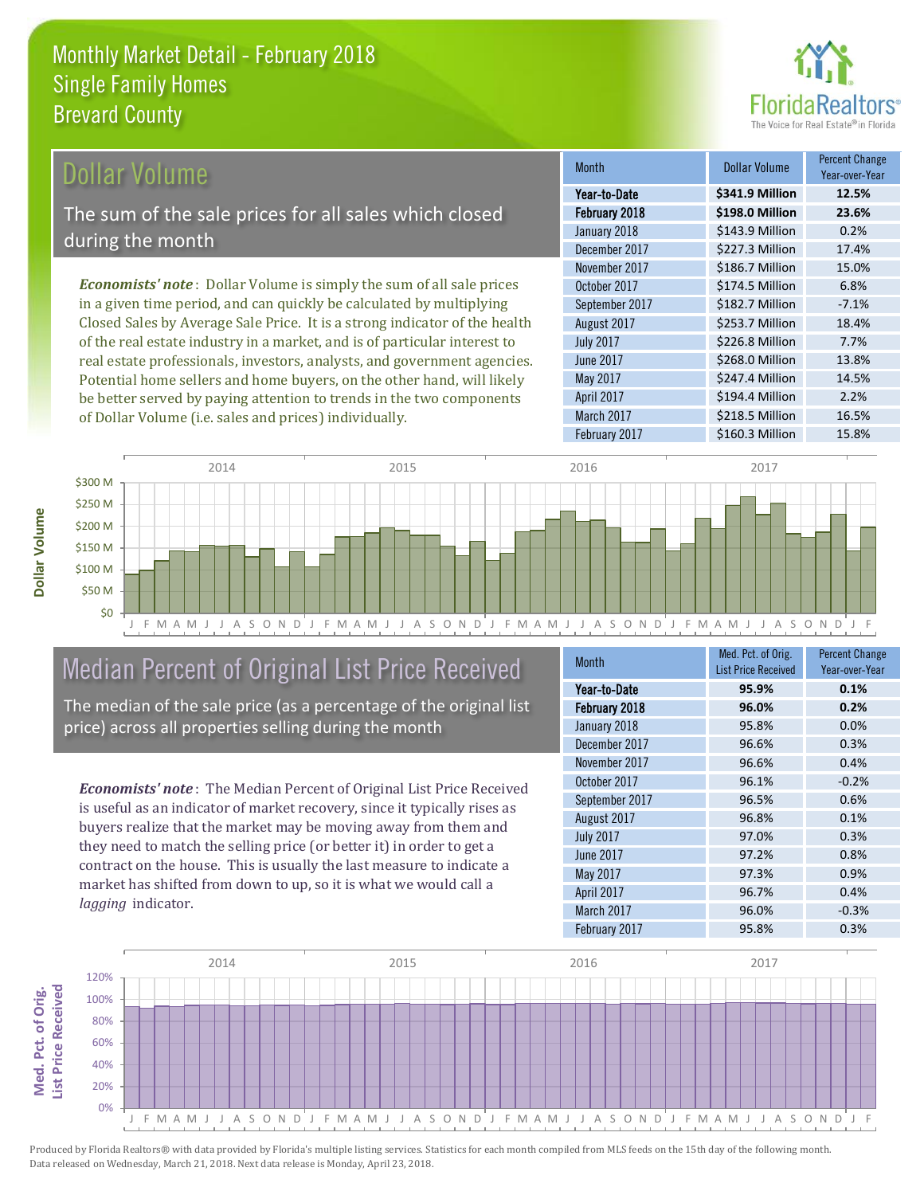# Monthly Market Detail - February 2018
## Single Family Homes
## Brevard County

## Dollar Volume

The sum of the sale prices for all sales which closed during the month

*Economists' note*: Dollar Volume is simply the sum of all sale prices in a given time period, and can quickly be calculated by multiplying Closed Sales by Average Sale Price. It is a strong indicator of the health of the real estate industry in a market, and is of particular interest to real estate professionals, investors, analysts, and government agencies. Potential home sellers and home buyers, on the other hand, will likely be better served by paying attention to trends in the two components of Dollar Volume (i.e. sales and prices) individually.

| Month | Dollar Volume | Percent Change Year-over-Year |
|---|---|---|
| **Year-to-Date** | **$341.9 Million** | **12.5%** |
| **February 2018** | **$198.0 Million** | **23.6%** |
| January 2018 | $143.9 Million | 0.2% |
| December 2017 | $227.3 Million | 17.4% |
| November 2017 | $186.7 Million | 15.0% |
| October 2017 | $174.5 Million | 6.8% |
| September 2017 | $182.7 Million | -7.1% |
| August 2017 | $253.7 Million | 18.4% |
| July 2017 | $226.8 Million | 7.7% |
| June 2017 | $268.0 Million | 13.8% |
| May 2017 | $247.4 Million | 14.5% |
| April 2017 | $194.4 Million | 2.2% |
| March 2017 | $218.5 Million | 16.5% |
| February 2017 | $160.3 Million | 15.8% |

## Median Percent of Original List Price Received

The median of the sale price (as a percentage of the original list price) across all properties selling during the month

*Economists' note*: The Median Percent of Original List Price Received is useful as an indicator of market recovery, since it typically rises as buyers realize that the market may be moving away from them and they need to match the selling price (or better it) in order to get a contract on the house. This is usually the last measure to indicate a market has shifted from down to up, so it is what we would call a *lagging* indicator.

| Month | Med. Pct. of Orig. List Price Received | Percent Change Year-over-Year |
|---|---|---|
| **Year-to-Date** | **95.9%** | **0.1%** |
| **February 2018** | **96.0%** | **0.2%** |
| January 2018 | 95.8% | 0.0% |
| December 2017 | 96.6% | 0.3% |
| November 2017 | 96.6% | 0.4% |
| October 2017 | 96.1% | -0.2% |
| September 2017 | 96.5% | 0.6% |
| August 2017 | 96.8% | 0.1% |
| July 2017 | 97.0% | 0.3% |
| June 2017 | 97.2% | 0.8% |
| May 2017 | 97.3% | 0.9% |
| April 2017 | 96.7% | 0.4% |
| March 2017 | 96.0% | -0.3% |
| February 2017 | 95.8% | 0.3% |

Produced by Florida Realtors® with data provided by Florida's multiple listing services. Statistics for each month compiled from MLS feeds on the 15th day of the following month. Data released on Wednesday, March 21, 2018. Next data release is Monday, April 23, 2018.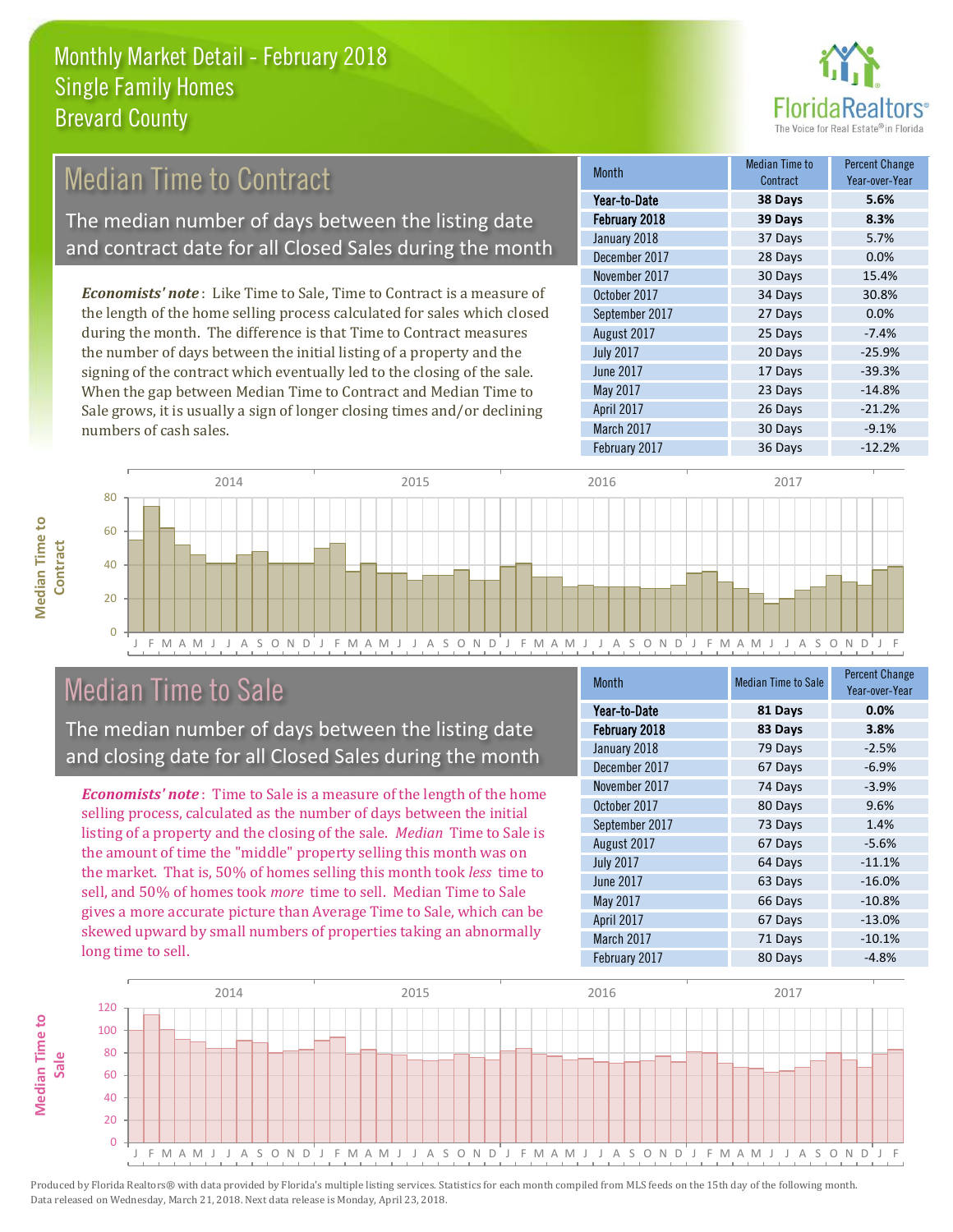# Monthly Market Detail - February 2018
## Single Family Homes
## Brevard County

## Median Time to Contract

The median number of days between the listing date and contract date for all Closed Sales during the month

*Economists' note*: Like Time to Sale, Time to Contract is a measure of the length of the home selling process calculated for sales which closed during the month. The difference is that Time to Contract measures the number of days between the initial listing of a property and the signing of the contract which eventually led to the closing of the sale. When the gap between Median Time to Contract and Median Time to Sale grows, it is usually a sign of longer closing times and/or declining numbers of cash sales.

| Month | Median Time to Contract | Percent Change Year-over-Year |
|---|---|---|
| **Year-to-Date** | **38 Days** | **5.6%** |
| **February 2018** | **39 Days** | **8.3%** |
| January 2018 | 37 Days | 5.7% |
| December 2017 | 28 Days | 0.0% |
| November 2017 | 30 Days | 15.4% |
| October 2017 | 34 Days | 30.8% |
| September 2017 | 27 Days | 0.0% |
| August 2017 | 25 Days | -7.4% |
| July 2017 | 20 Days | -25.9% |
| June 2017 | 17 Days | -39.3% |
| May 2017 | 23 Days | -14.8% |
| April 2017 | 26 Days | -21.2% |
| March 2017 | 30 Days | -9.1% |
| February 2017 | 36 Days | -12.2% |

## Median Time to Sale

The median number of days between the listing date and closing date for all Closed Sales during the month

*Economists' note*: Time to Sale is a measure of the length of the home selling process, calculated as the number of days between the initial listing of a property and the closing of the sale. *Median* Time to Sale is the amount of time the "middle" property selling this month was on the market. That is, 50% of homes selling this month took *less* time to sell, and 50% of homes took *more* time to sell. Median Time to Sale gives a more accurate picture than Average Time to Sale, which can be skewed upward by small numbers of properties taking an abnormally long time to sell.

| Month | Median Time to Sale | Percent Change Year-over-Year |
|---|---|---|
| **Year-to-Date** | **81 Days** | **0.0%** |
| **February 2018** | **83 Days** | **3.8%** |
| January 2018 | 79 Days | -2.5% |
| December 2017 | 67 Days | -6.9% |
| November 2017 | 74 Days | -3.9% |
| October 2017 | 80 Days | 9.6% |
| September 2017 | 73 Days | 1.4% |
| August 2017 | 67 Days | -5.6% |
| July 2017 | 64 Days | -11.1% |
| June 2017 | 63 Days | -16.0% |
| May 2017 | 66 Days | -10.8% |
| April 2017 | 67 Days | -13.0% |
| March 2017 | 71 Days | -10.1% |
| February 2017 | 80 Days | -4.8% |

Produced by Florida Realtors® with data provided by Florida's multiple listing services. Statistics for each month compiled from MLS feeds on the 15th day of the following month. Data released on Wednesday, March 21, 2018. Next data release is Monday, April 23, 2018.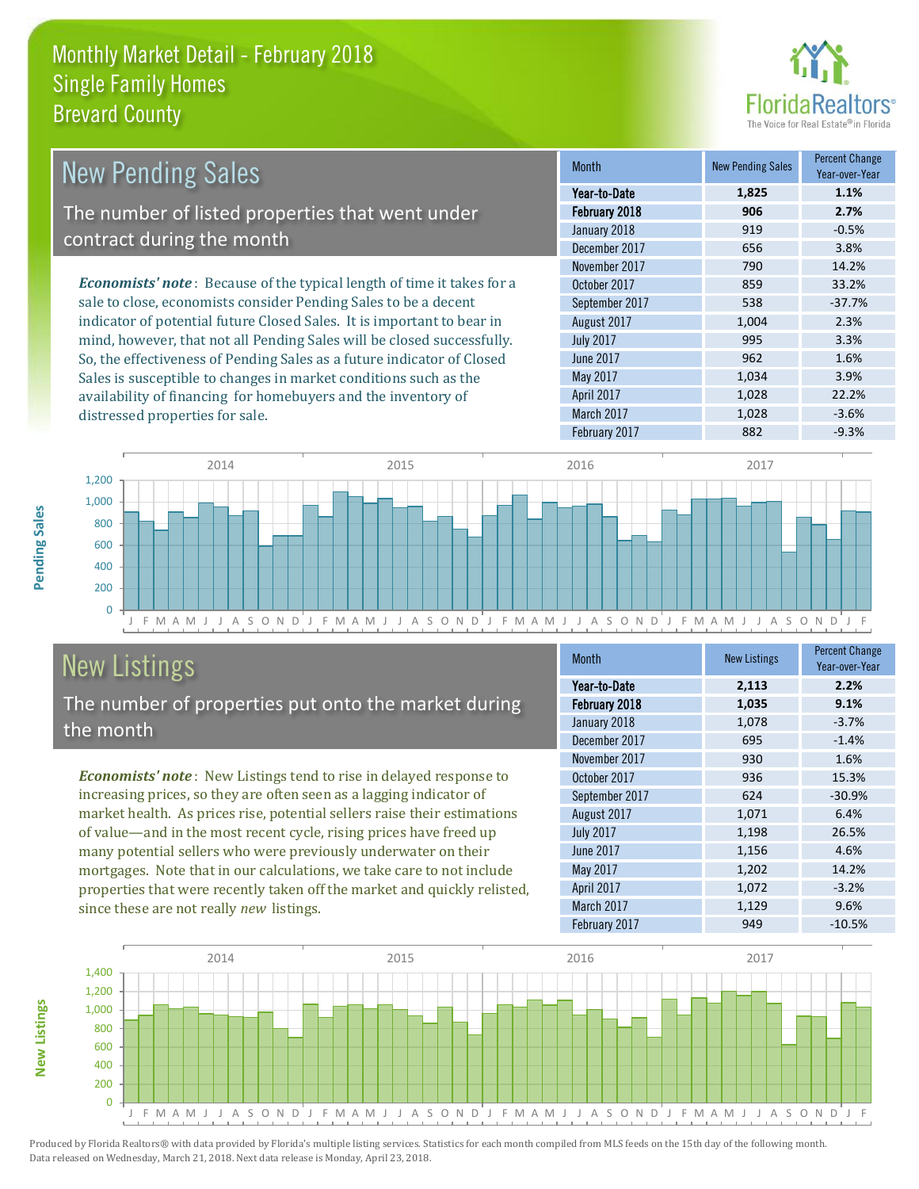# Monthly Market Detail - February 2018
## Single Family Homes
## Brevard County

## New Pending Sales

The number of listed properties that went under contract during the month

***Economists' note***: Because of the typical length of time it takes for a sale to close, economists consider Pending Sales to be a decent indicator of potential future Closed Sales. It is important to bear in mind, however, that not all Pending Sales will be closed successfully. So, the effectiveness of Pending Sales as a future indicator of Closed Sales is susceptible to changes in market conditions such as the availability of financing for homebuyers and the inventory of distressed properties for sale.

| Month | New Pending Sales | Percent Change Year-over-Year |
|---|---|---|
| **Year-to-Date** | **1,825** | **1.1%** |
| **February 2018** | **906** | **2.7%** |
| January 2018 | 919 | -0.5% |
| December 2017 | 656 | 3.8% |
| November 2017 | 790 | 14.2% |
| October 2017 | 859 | 33.2% |
| September 2017 | 538 | -37.7% |
| August 2017 | 1,004 | 2.3% |
| July 2017 | 995 | 3.3% |
| June 2017 | 962 | 1.6% |
| May 2017 | 1,034 | 3.9% |
| April 2017 | 1,028 | 22.2% |
| March 2017 | 1,028 | -3.6% |
| February 2017 | 882 | -9.3% |

## New Listings

The number of properties put onto the market during the month

***Economists' note***: New Listings tend to rise in delayed response to increasing prices, so they are often seen as a lagging indicator of market health. As prices rise, potential sellers raise their estimations of value—and in the most recent cycle, rising prices have freed up many potential sellers who were previously underwater on their mortgages. Note that in our calculations, we take care to not include properties that were recently taken off the market and quickly relisted, since these are not really *new* listings.

| Month | New Listings | Percent Change Year-over-Year |
|---|---|---|
| **Year-to-Date** | **2,113** | **2.2%** |
| **February 2018** | **1,035** | **9.1%** |
| January 2018 | 1,078 | -3.7% |
| December 2017 | 695 | -1.4% |
| November 2017 | 930 | 1.6% |
| October 2017 | 936 | 15.3% |
| September 2017 | 624 | -30.9% |
| August 2017 | 1,071 | 6.4% |
| July 2017 | 1,198 | 26.5% |
| June 2017 | 1,156 | 4.6% |
| May 2017 | 1,202 | 14.2% |
| April 2017 | 1,072 | -3.2% |
| March 2017 | 1,129 | 9.6% |
| February 2017 | 949 | -10.5% |

Produced by Florida Realtors® with data provided by Florida's multiple listing services. Statistics for each month compiled from MLS feeds on the 15th day of the following month. Data released on Wednesday, March 21, 2018. Next data release is Monday, April 23, 2018.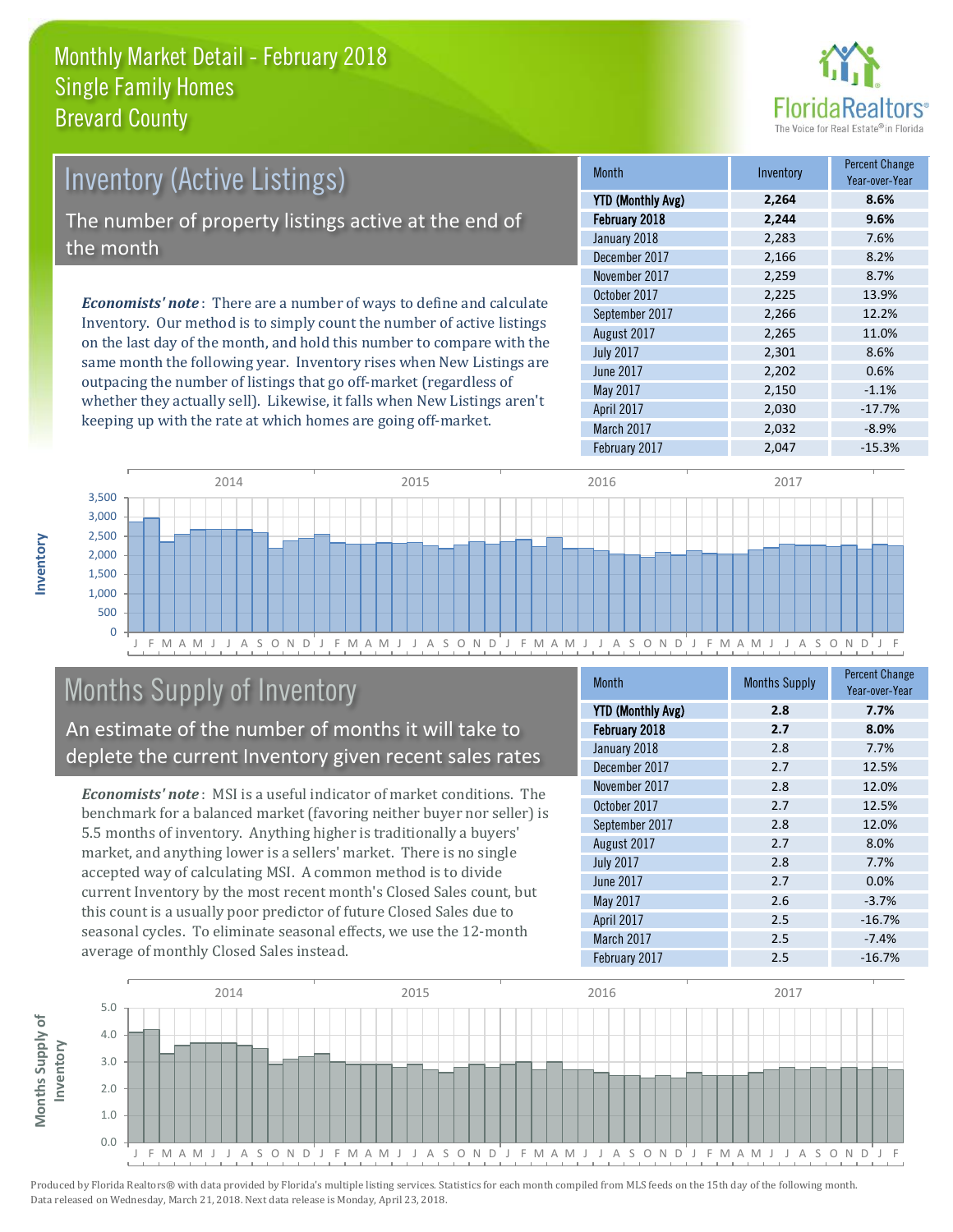# Monthly Market Detail - February 2018
## Single Family Homes
## Brevard County

## Inventory (Active Listings)

The number of property listings active at the end of the month

***Economists' note***: There are a number of ways to define and calculate Inventory. Our method is to simply count the number of active listings on the last day of the month, and hold this number to compare with the same month the following year. Inventory rises when New Listings are outpacing the number of listings that go off-market (regardless of whether they actually sell). Likewise, it falls when New Listings aren't keeping up with the rate at which homes are going off-market.

| Month | Inventory | Percent Change Year-over-Year |
|---|---|---|
| **YTD (Monthly Avg)** | **2,264** | **8.6%** |
| **February 2018** | **2,244** | **9.6%** |
| January 2018 | 2,283 | 7.6% |
| December 2017 | 2,166 | 8.2% |
| November 2017 | 2,259 | 8.7% |
| October 2017 | 2,225 | 13.9% |
| September 2017 | 2,266 | 12.2% |
| August 2017 | 2,265 | 11.0% |
| July 2017 | 2,301 | 8.6% |
| June 2017 | 2,202 | 0.6% |
| May 2017 | 2,150 | -1.1% |
| April 2017 | 2,030 | -17.7% |
| March 2017 | 2,032 | -8.9% |
| February 2017 | 2,047 | -15.3% |

## Months Supply of Inventory

An estimate of the number of months it will take to deplete the current Inventory given recent sales rates

***Economists' note***: MSI is a useful indicator of market conditions. The benchmark for a balanced market (favoring neither buyer nor seller) is 5.5 months of inventory. Anything higher is traditionally a buyers' market, and anything lower is a sellers' market. There is no single accepted way of calculating MSI. A common method is to divide current Inventory by the most recent month's Closed Sales count, but this count is a usually poor predictor of future Closed Sales due to seasonal cycles. To eliminate seasonal effects, we use the 12-month average of monthly Closed Sales instead.

| Month | Months Supply | Percent Change Year-over-Year |
|---|---|---|
| **YTD (Monthly Avg)** | **2.8** | **7.7%** |
| **February 2018** | **2.7** | **8.0%** |
| January 2018 | 2.8 | 7.7% |
| December 2017 | 2.7 | 12.5% |
| November 2017 | 2.8 | 12.0% |
| October 2017 | 2.7 | 12.5% |
| September 2017 | 2.8 | 12.0% |
| August 2017 | 2.7 | 8.0% |
| July 2017 | 2.8 | 7.7% |
| June 2017 | 2.7 | 0.0% |
| May 2017 | 2.6 | -3.7% |
| April 2017 | 2.5 | -16.7% |
| March 2017 | 2.5 | -7.4% |
| February 2017 | 2.5 | -16.7% |

Produced by Florida Realtors® with data provided by Florida's multiple listing services. Statistics for each month compiled from MLS feeds on the 15th day of the following month. Data released on Wednesday, March 21, 2018. Next data release is Monday, April 23, 2018.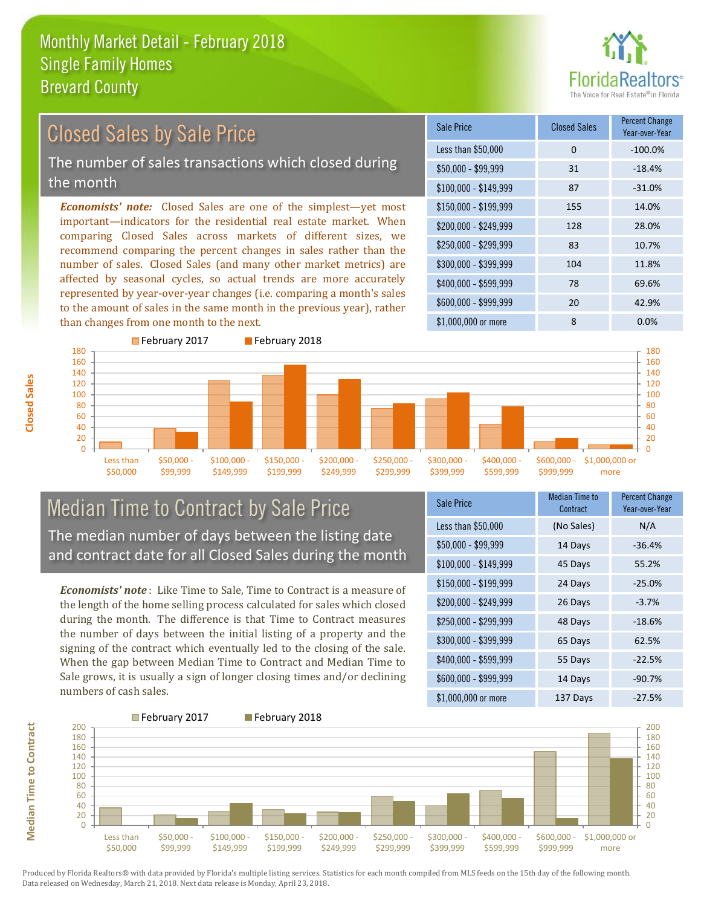# Monthly Market Detail - February 2018
## Single Family Homes
## Brevard County

## Closed Sales by Sale Price

The number of sales transactions which closed during the month

***Economists' note:*** Closed Sales are one of the simplest—yet most important—indicators for the residential real estate market. When comparing Closed Sales across markets of different sizes, we recommend comparing the percent changes in sales rather than the number of sales. Closed Sales (and many other market metrics) are affected by seasonal cycles, so actual trends are more accurately represented by year-over-year changes (i.e. comparing a month's sales to the amount of sales in the same month in the previous year), rather than changes from one month to the next.

| Sale Price | Closed Sales | Percent Change Year-over-Year |
|---|---|---|
| Less than $50,000 | 0 | -100.0% |
| $50,000 - $99,999 | 31 | -18.4% |
| $100,000 - $149,999 | 87 | -31.0% |
| $150,000 - $199,999 | 155 | 14.0% |
| $200,000 - $249,999 | 128 | 28.0% |
| $250,000 - $299,999 | 83 | 10.7% |
| $300,000 - $399,999 | 104 | 11.8% |
| $400,000 - $599,999 | 78 | 69.6% |
| $600,000 - $999,999 | 20 | 42.9% |
| $1,000,000 or more | 8 | 0.0% |

## Median Time to Contract by Sale Price

The median number of days between the listing date and contract date for all Closed Sales during the month

***Economists' note*** : Like Time to Sale, Time to Contract is a measure of the length of the home selling process calculated for sales which closed during the month. The difference is that Time to Contract measures the number of days between the initial listing of a property and the signing of the contract which eventually led to the closing of the sale. When the gap between Median Time to Contract and Median Time to Sale grows, it is usually a sign of longer closing times and/or declining numbers of cash sales.

| Sale Price | Median Time to Contract | Percent Change Year-over-Year |
|---|---|---|
| Less than $50,000 | (No Sales) | N/A |
| $50,000 - $99,999 | 14 Days | -36.4% |
| $100,000 - $149,999 | 45 Days | 55.2% |
| $150,000 - $199,999 | 24 Days | -25.0% |
| $200,000 - $249,999 | 26 Days | -3.7% |
| $250,000 - $299,999 | 48 Days | -18.6% |
| $300,000 - $399,999 | 65 Days | 62.5% |
| $400,000 - $599,999 | 55 Days | -22.5% |
| $600,000 - $999,999 | 14 Days | -90.7% |
| $1,000,000 or more | 137 Days | -27.5% |

Produced by Florida Realtors® with data provided by Florida's multiple listing services. Statistics for each month compiled from MLS feeds on the 15th day of the following month. Data released on Wednesday, March 21, 2018. Next data release is Monday, April 23, 2018.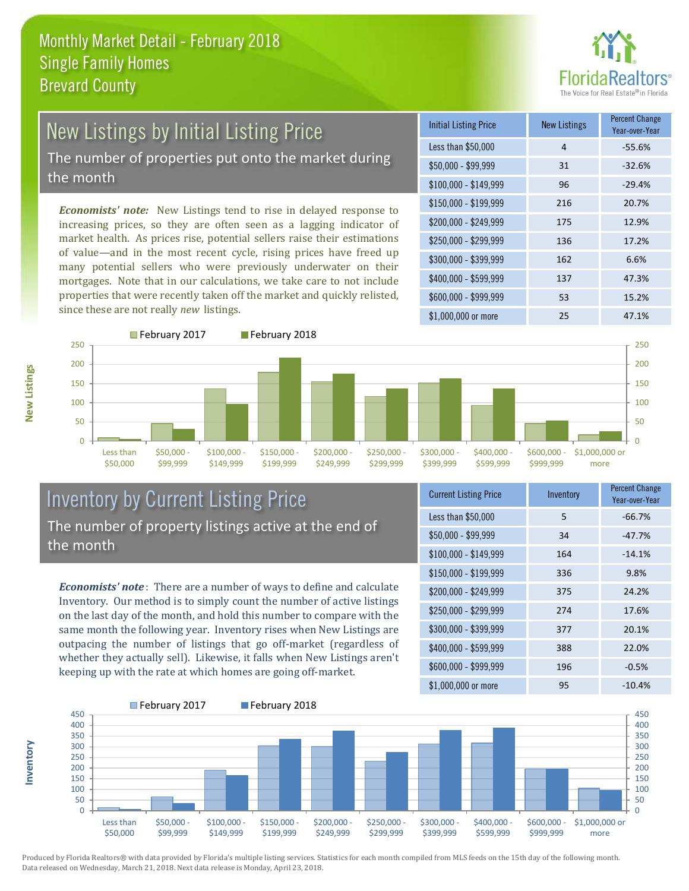# Monthly Market Detail - February 2018
## Single Family Homes
## Brevard County

## New Listings by Initial Listing Price

The number of properties put onto the market during the month

*Economists' note:* New Listings tend to rise in delayed response to increasing prices, so they are often seen as a lagging indicator of market health. As prices rise, potential sellers raise their estimations of value—and in the most recent cycle, rising prices have freed up many potential sellers who were previously underwater on their mortgages. Note that in our calculations, we take care to not include properties that were recently taken off the market and quickly relisted, since these are not really *new* listings.

| Initial Listing Price | New Listings | Percent Change Year-over-Year |
|---|---|---|
| Less than $50,000 | 4 | -55.6% |
| $50,000 - $99,999 | 31 | -32.6% |
| $100,000 - $149,999 | 96 | -29.4% |
| $150,000 - $199,999 | 216 | 20.7% |
| $200,000 - $249,999 | 175 | 12.9% |
| $250,000 - $299,999 | 136 | 17.2% |
| $300,000 - $399,999 | 162 | 6.6% |
| $400,000 - $599,999 | 137 | 47.3% |
| $600,000 - $999,999 | 53 | 15.2% |
| $1,000,000 or more | 25 | 47.1% |

## Inventory by Current Listing Price

The number of property listings active at the end of the month

*Economists' note*: There are a number of ways to define and calculate Inventory. Our method is to simply count the number of active listings on the last day of the month, and hold this number to compare with the same month the following year. Inventory rises when New Listings are outpacing the number of listings that go off-market (regardless of whether they actually sell). Likewise, it falls when New Listings aren't keeping up with the rate at which homes are going off-market.

| Current Listing Price | Inventory | Percent Change Year-over-Year |
|---|---|---|
| Less than $50,000 | 5 | -66.7% |
| $50,000 - $99,999 | 34 | -47.7% |
| $100,000 - $149,999 | 164 | -14.1% |
| $150,000 - $199,999 | 336 | 9.8% |
| $200,000 - $249,999 | 375 | 24.2% |
| $250,000 - $299,999 | 274 | 17.6% |
| $300,000 - $399,999 | 377 | 20.1% |
| $400,000 - $599,999 | 388 | 22.0% |
| $600,000 - $999,999 | 196 | -0.5% |
| $1,000,000 or more | 95 | -10.4% |

Produced by Florida Realtors® with data provided by Florida's multiple listing services. Statistics for each month compiled from MLS feeds on the 15th day of the following month. Data released on Wednesday, March 21, 2018. Next data release is Monday, April 23, 2018.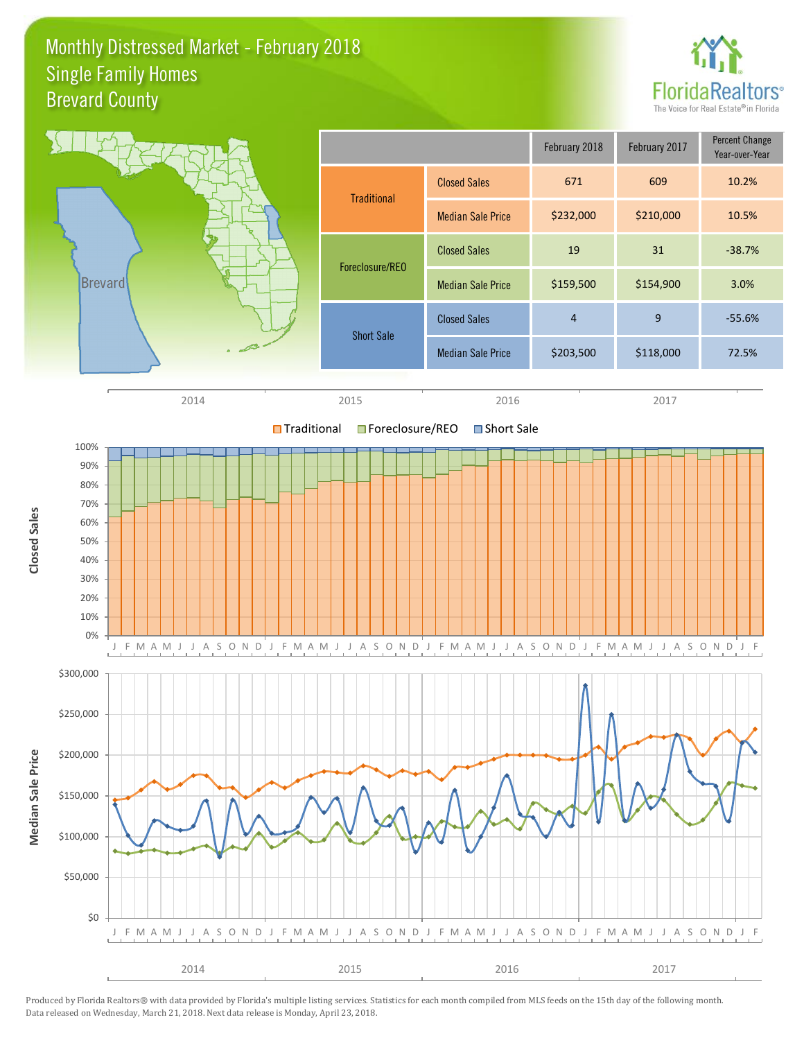# Monthly Distressed Market - February 2018
## Single Family Homes
## Brevard County

FloridaRealtors®
The Voice for Real Estate® in Florida

Brevard

| | | February 2018 | February 2017 | Percent Change Year-over-Year |
|---|---|---|---|---|
| Traditional | Closed Sales | 671 | 609 | 10.2% |
| | Median Sale Price | $232,000 | $210,000 | 10.5% |
| Foreclosure/REO | Closed Sales | 19 | 31 | -38.7% |
| | Median Sale Price | $159,500 | $154,900 | 3.0% |
| Short Sale | Closed Sales | 4 | 9 | -55.6% |
| | Median Sale Price | $203,500 | $118,000 | 72.5% |

2014 2015 2016 2017

Traditional Foreclosure/REO Short Sale

Closed Sales

100%
90%
80%
70%
60%
50%
40%
30%
20%
10%
0%

J F M A M J J A S O N D J F M A M J J A S O N D J F M A M J J A S O N D J F M A M J J A S O N D J F

Median Sale Price

$300,000
$250,000
$200,000
$150,000
$100,000
$50,000
$0

J F M A M J J A S O N D J F M A M J J A S O N D J F M A M J J A S O N D J F M A M J J A S O N D J F

2014 2015 2016 2017

Produced by Florida Realtors® with data provided by Florida's multiple listing services. Statistics for each month compiled from MLS feeds on the 15th day of the following month. Data released on Wednesday, March 21, 2018. Next data release is Monday, April 23, 2018.